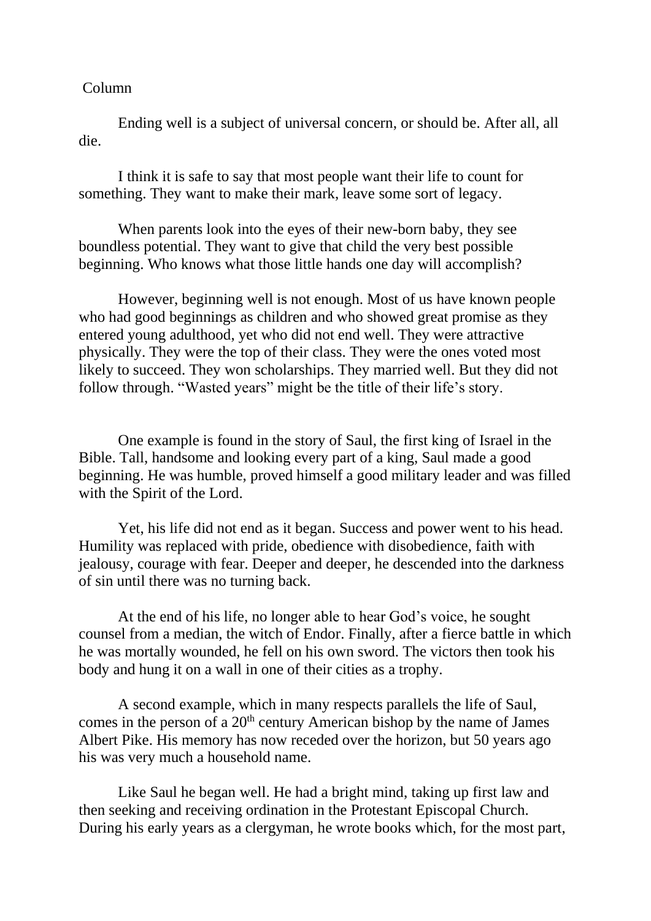Column

Ending well is a subject of universal concern, or should be. After all, all die.

I think it is safe to say that most people want their life to count for something. They want to make their mark, leave some sort of legacy.

When parents look into the eyes of their new-born baby, they see boundless potential. They want to give that child the very best possible beginning. Who knows what those little hands one day will accomplish?

However, beginning well is not enough. Most of us have known people who had good beginnings as children and who showed great promise as they entered young adulthood, yet who did not end well. They were attractive physically. They were the top of their class. They were the ones voted most likely to succeed. They won scholarships. They married well. But they did not follow through. "Wasted years" might be the title of their life's story.

One example is found in the story of Saul, the first king of Israel in the Bible. Tall, handsome and looking every part of a king, Saul made a good beginning. He was humble, proved himself a good military leader and was filled with the Spirit of the Lord.

Yet, his life did not end as it began. Success and power went to his head. Humility was replaced with pride, obedience with disobedience, faith with jealousy, courage with fear. Deeper and deeper, he descended into the darkness of sin until there was no turning back.

At the end of his life, no longer able to hear God's voice, he sought counsel from a median, the witch of Endor. Finally, after a fierce battle in which he was mortally wounded, he fell on his own sword. The victors then took his body and hung it on a wall in one of their cities as a trophy.

A second example, which in many respects parallels the life of Saul, comes in the person of a 20th century American bishop by the name of James Albert Pike. His memory has now receded over the horizon, but 50 years ago his was very much a household name.

Like Saul he began well. He had a bright mind, taking up first law and then seeking and receiving ordination in the Protestant Episcopal Church. During his early years as a clergyman, he wrote books which, for the most part,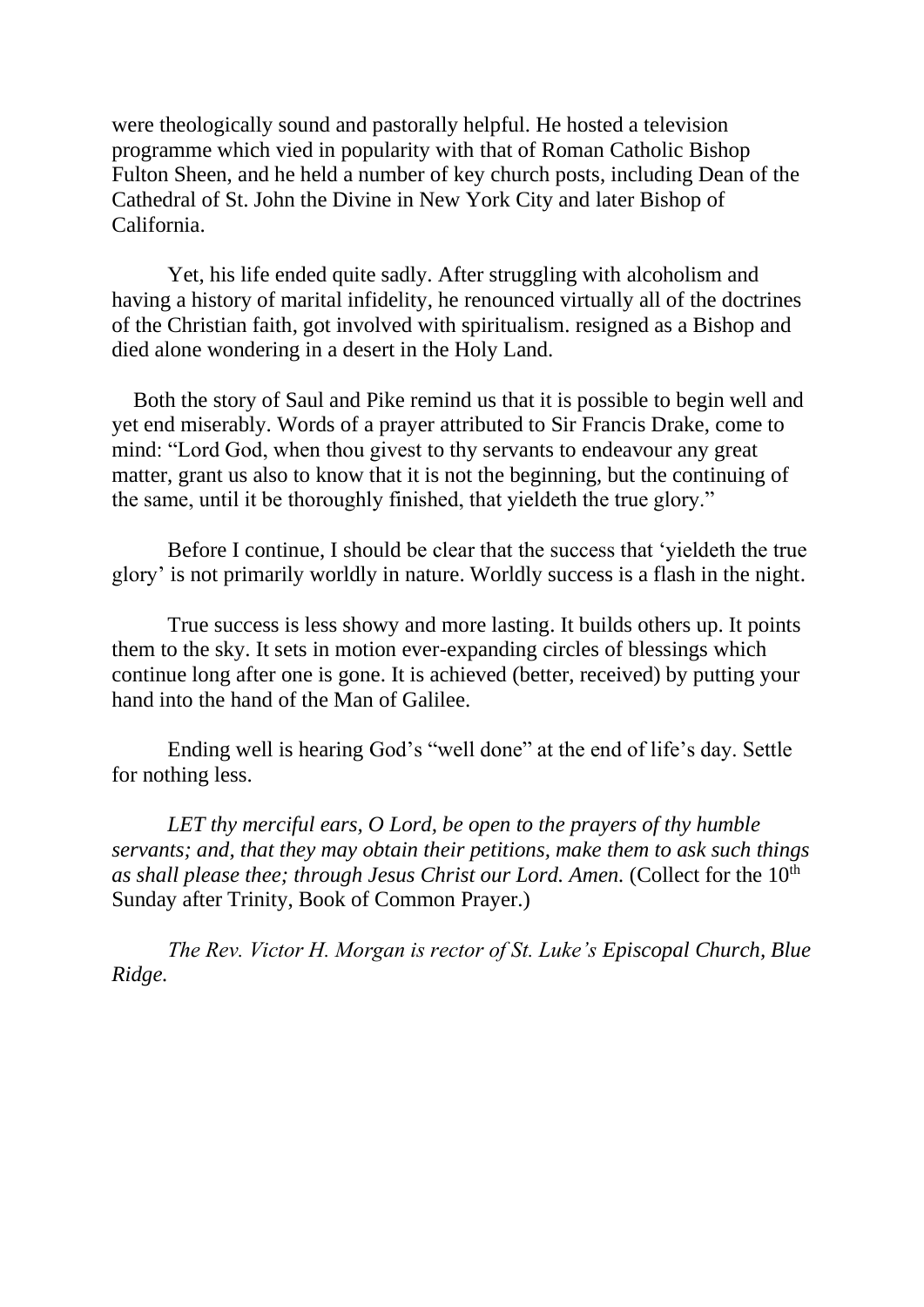were theologically sound and pastorally helpful. He hosted a television programme which vied in popularity with that of Roman Catholic Bishop Fulton Sheen, and he held a number of key church posts, including Dean of the Cathedral of St. John the Divine in New York City and later Bishop of California.

Yet, his life ended quite sadly. After struggling with alcoholism and having a history of marital infidelity, he renounced virtually all of the doctrines of the Christian faith, got involved with spiritualism. resigned as a Bishop and died alone wondering in a desert in the Holy Land.

Both the story of Saul and Pike remind us that it is possible to begin well and yet end miserably. Words of a prayer attributed to Sir Francis Drake, come to mind: "Lord God, when thou givest to thy servants to endeavour any great matter, grant us also to know that it is not the beginning, but the continuing of the same, until it be thoroughly finished, that yieldeth the true glory."

Before I continue, I should be clear that the success that 'yieldeth the true glory' is not primarily worldly in nature. Worldly success is a flash in the night.

True success is less showy and more lasting. It builds others up. It points them to the sky. It sets in motion ever-expanding circles of blessings which continue long after one is gone. It is achieved (better, received) by putting your hand into the hand of the Man of Galilee.

Ending well is hearing God's "well done" at the end of life's day. Settle for nothing less.

*LET thy merciful ears, O Lord, be open to the prayers of thy humble servants; and, that they may obtain their petitions, make them to ask such things as shall please thee; through Jesus Christ our Lord. Amen.* (Collect for the 10th Sunday after Trinity, Book of Common Prayer.)

*The Rev. Victor H. Morgan is rector of St. Luke's Episcopal Church, Blue Ridge.*